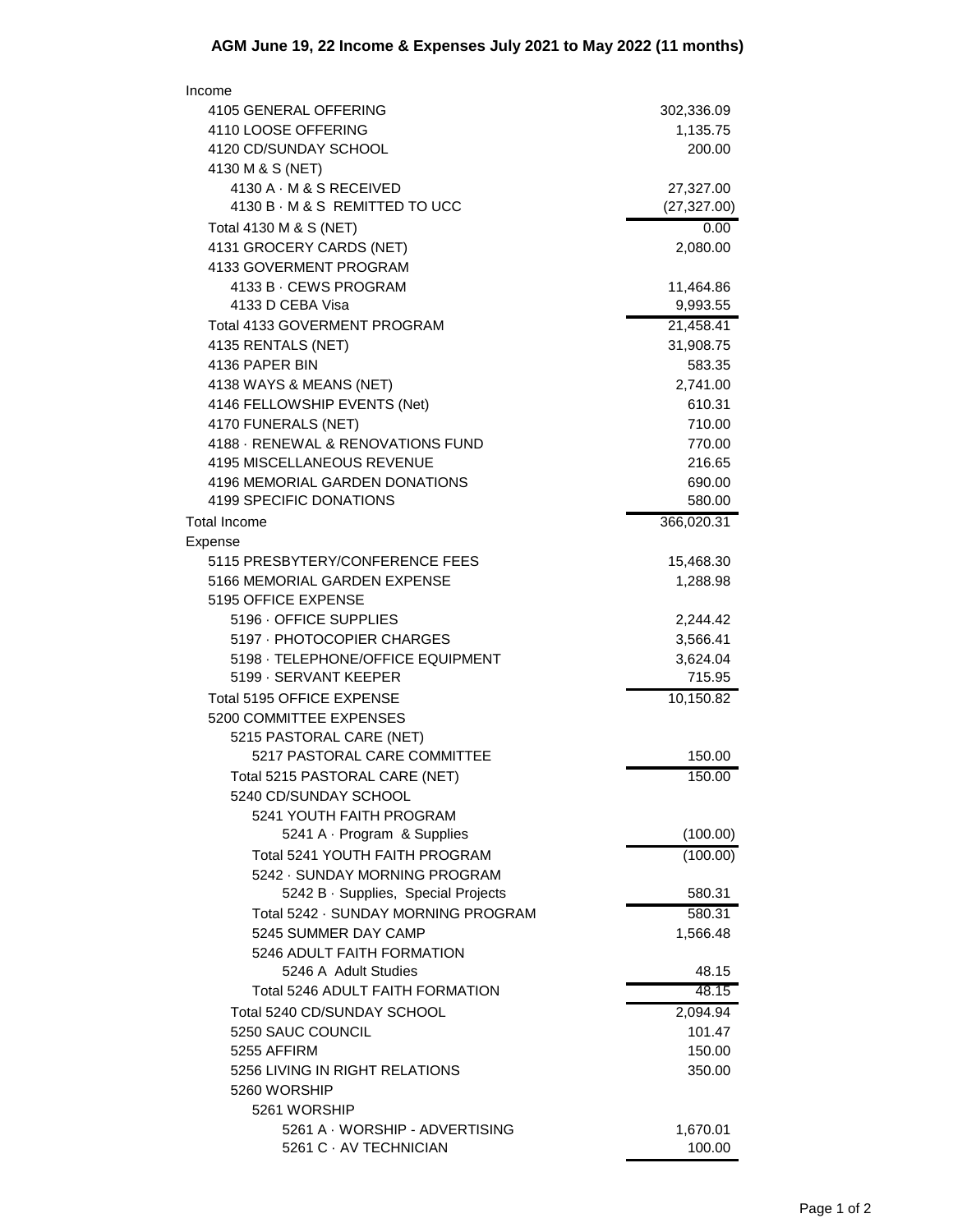# AGM June 19, 22 Income & Expenses July 2021 to May 2022 (11 months)

| | |
|---|---|
| Income | |
| 4105 GENERAL OFFERING | 302,336.09 |
| 4110 LOOSE OFFERING | 1,135.75 |
| 4120 CD/SUNDAY SCHOOL | 200.00 |
| 4130 M & S (NET) | |
| 4130 A · M & S RECEIVED | 27,327.00 |
| 4130 B · M & S REMITTED TO UCC | (27,327.00) |
| Total 4130 M & S (NET) | 0.00 |
| 4131 GROCERY CARDS (NET) | 2,080.00 |
| 4133 GOVERMENT PROGRAM | |
| 4133 B · CEWS PROGRAM | 11,464.86 |
| 4133 D CEBA Visa | 9,993.55 |
| Total 4133 GOVERMENT PROGRAM | 21,458.41 |
| 4135 RENTALS (NET) | 31,908.75 |
| 4136 PAPER BIN | 583.35 |
| 4138 WAYS & MEANS (NET) | 2,741.00 |
| 4146 FELLOWSHIP EVENTS (Net) | 610.31 |
| 4170 FUNERALS (NET) | 710.00 |
| 4188 · RENEWAL & RENOVATIONS FUND | 770.00 |
| 4195 MISCELLANEOUS REVENUE | 216.65 |
| 4196 MEMORIAL GARDEN DONATIONS | 690.00 |
| 4199 SPECIFIC DONATIONS | 580.00 |
| Total Income | 366,020.31 |
| Expense | |
| 5115 PRESBYTERY/CONFERENCE FEES | 15,468.30 |
| 5166 MEMORIAL GARDEN EXPENSE | 1,288.98 |
| 5195 OFFICE EXPENSE | |
| 5196 · OFFICE SUPPLIES | 2,244.42 |
| 5197 · PHOTOCOPIER CHARGES | 3,566.41 |
| 5198 · TELEPHONE/OFFICE EQUIPMENT | 3,624.04 |
| 5199 · SERVANT KEEPER | 715.95 |
| Total 5195 OFFICE EXPENSE | 10,150.82 |
| 5200 COMMITTEE EXPENSES | |
| 5215 PASTORAL CARE (NET) | |
| 5217 PASTORAL CARE COMMITTEE | 150.00 |
| Total 5215 PASTORAL CARE (NET) | 150.00 |
| 5240 CD/SUNDAY SCHOOL | |
| 5241 YOUTH FAITH PROGRAM | |
| 5241 A · Program & Supplies | (100.00) |
| Total 5241 YOUTH FAITH PROGRAM | (100.00) |
| 5242 · SUNDAY MORNING PROGRAM | |
| 5242 B · Supplies, Special Projects | 580.31 |
| Total 5242 · SUNDAY MORNING PROGRAM | 580.31 |
| 5245 SUMMER DAY CAMP | 1,566.48 |
| 5246 ADULT FAITH FORMATION | |
| 5246 A Adult Studies | 48.15 |
| Total 5246 ADULT FAITH FORMATION | 48.15 |
| Total 5240 CD/SUNDAY SCHOOL | 2,094.94 |
| 5250 SAUC COUNCIL | 101.47 |
| 5255 AFFIRM | 150.00 |
| 5256 LIVING IN RIGHT RELATIONS | 350.00 |
| 5260 WORSHIP | |
| 5261 WORSHIP | |
| 5261 A · WORSHIP - ADVERTISING | 1,670.01 |
| 5261 C · AV TECHNICIAN | 100.00 |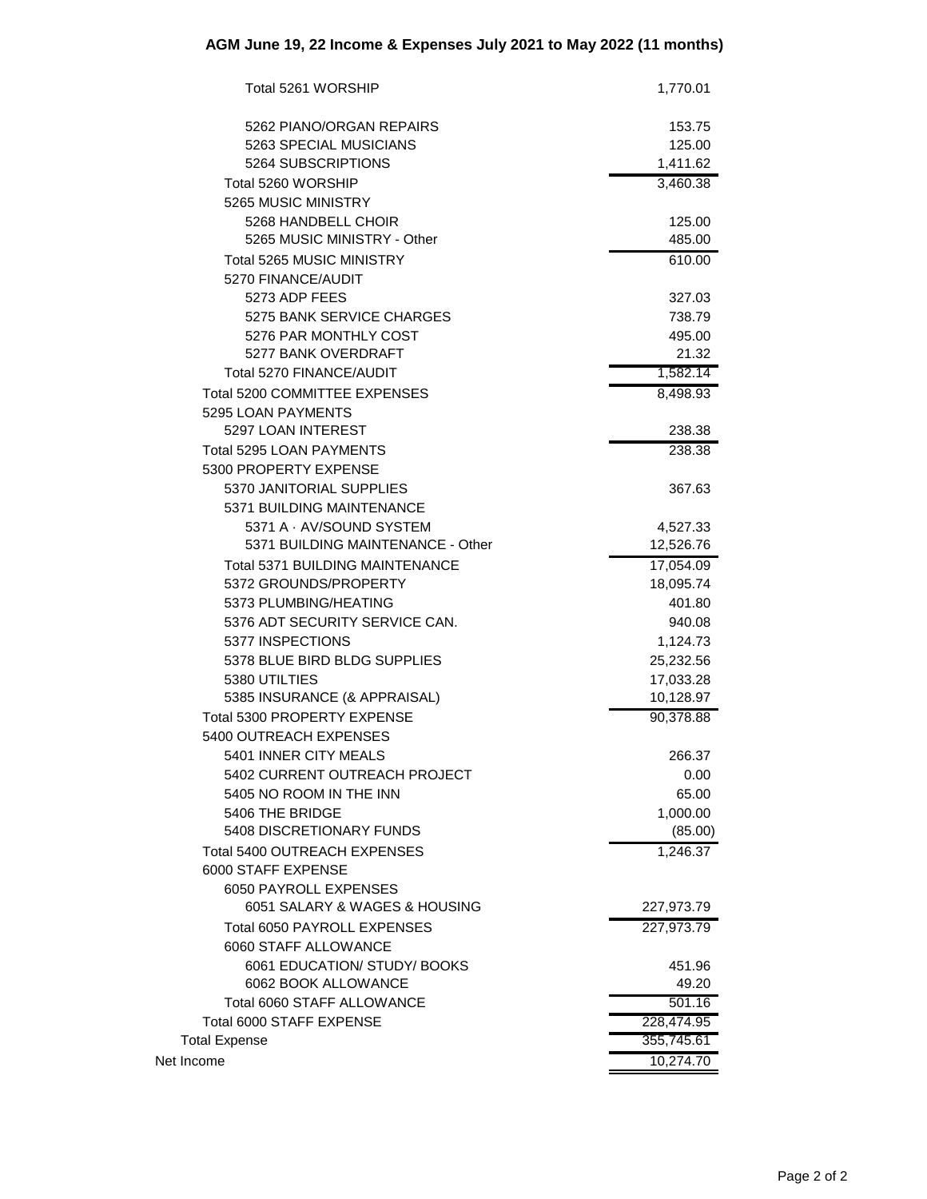**AGM June 19, 22 Income & Expenses July 2021 to May 2022 (11 months)**

| | |
|---|---|
| Total 5261 WORSHIP | 1,770.01 |
| 5262 PIANO/ORGAN REPAIRS | 153.75 |
| 5263 SPECIAL MUSICIANS | 125.00 |
| 5264 SUBSCRIPTIONS | 1,411.62 |
| Total 5260 WORSHIP | 3,460.38 |
| 5265 MUSIC MINISTRY | |
| 5268 HANDBELL CHOIR | 125.00 |
| 5265 MUSIC MINISTRY - Other | 485.00 |
| Total 5265 MUSIC MINISTRY | 610.00 |
| 5270 FINANCE/AUDIT | |
| 5273 ADP FEES | 327.03 |
| 5275 BANK SERVICE CHARGES | 738.79 |
| 5276 PAR MONTHLY COST | 495.00 |
| 5277 BANK OVERDRAFT | 21.32 |
| Total 5270 FINANCE/AUDIT | 1,582.14 |
| Total 5200 COMMITTEE EXPENSES | 8,498.93 |
| 5295 LOAN PAYMENTS | |
| 5297 LOAN INTEREST | 238.38 |
| Total 5295 LOAN PAYMENTS | 238.38 |
| 5300 PROPERTY EXPENSE | |
| 5370 JANITORIAL SUPPLIES | 367.63 |
| 5371 BUILDING MAINTENANCE | |
| 5371 A · AV/SOUND SYSTEM | 4,527.33 |
| 5371 BUILDING MAINTENANCE - Other | 12,526.76 |
| Total 5371 BUILDING MAINTENANCE | 17,054.09 |
| 5372 GROUNDS/PROPERTY | 18,095.74 |
| 5373 PLUMBING/HEATING | 401.80 |
| 5376 ADT SECURITY SERVICE CAN. | 940.08 |
| 5377 INSPECTIONS | 1,124.73 |
| 5378 BLUE BIRD BLDG SUPPLIES | 25,232.56 |
| 5380 UTILTIES | 17,033.28 |
| 5385 INSURANCE (& APPRAISAL) | 10,128.97 |
| Total 5300 PROPERTY EXPENSE | 90,378.88 |
| 5400 OUTREACH EXPENSES | |
| 5401 INNER CITY MEALS | 266.37 |
| 5402 CURRENT OUTREACH PROJECT | 0.00 |
| 5405 NO ROOM IN THE INN | 65.00 |
| 5406 THE BRIDGE | 1,000.00 |
| 5408 DISCRETIONARY FUNDS | (85.00) |
| Total 5400 OUTREACH EXPENSES | 1,246.37 |
| 6000 STAFF EXPENSE | |
| 6050 PAYROLL EXPENSES | |
| 6051 SALARY & WAGES & HOUSING | 227,973.79 |
| Total 6050 PAYROLL EXPENSES | 227,973.79 |
| 6060 STAFF ALLOWANCE | |
| 6061 EDUCATION/ STUDY/ BOOKS | 451.96 |
| 6062 BOOK ALLOWANCE | 49.20 |
| Total 6060 STAFF ALLOWANCE | 501.16 |
| Total 6000 STAFF EXPENSE | 228,474.95 |
| Total Expense | 355,745.61 |
| Net Income | 10,274.70 |